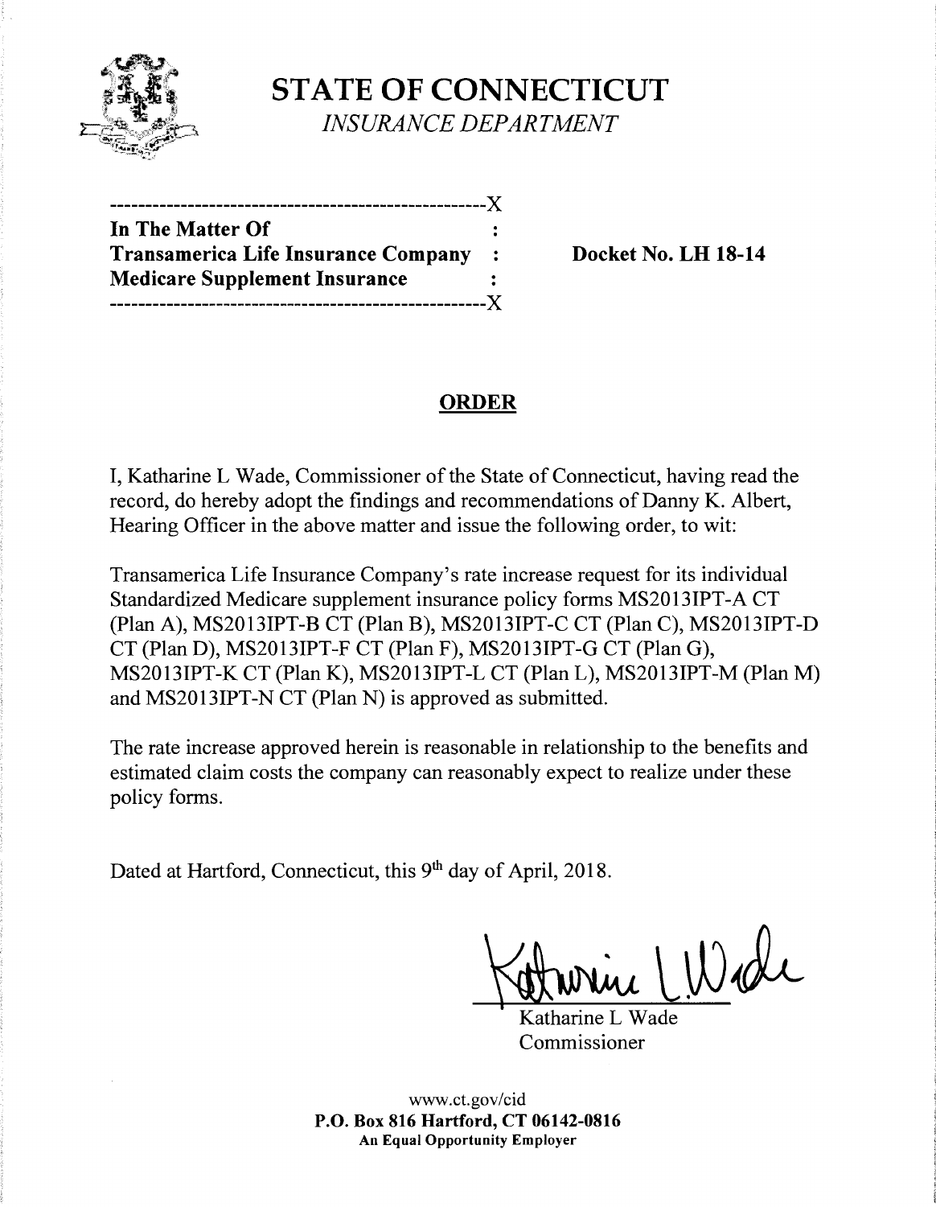# STATE OF CONNECTICUT

*INSURANCE DEPARTMENT*

---------------------------------------------------X
**In The Matter Of** :
**Transamerica Life Insurance Company** :
**Medicare Supplement Insurance** :
---------------------------------------------------X

**Docket No. LH 18-14**

## ORDER

I, Katharine L Wade, Commissioner of the State of Connecticut, having read the record, do hereby adopt the findings and recommendations of Danny K. Albert, Hearing Officer in the above matter and issue the following order, to wit:

Transamerica Life Insurance Company's rate increase request for its individual Standardized Medicare supplement insurance policy forms MS2013IPT-A CT (Plan A), MS2013IPT-B CT (Plan B), MS2013IPT-C CT (Plan C), MS2013IPT-D CT (Plan D), MS2013IPT-F CT (Plan F), MS2013IPT-G CT (Plan G), MS2013IPT-K CT (Plan K), MS2013IPT-L CT (Plan L), MS2013IPT-M (Plan M) and MS2013IPT-N CT (Plan N) is approved as submitted.

The rate increase approved herein is reasonable in relationship to the benefits and estimated claim costs the company can reasonably expect to realize under these policy forms.

Dated at Hartford, Connecticut, this 9th day of April, 2018.

Katharine L Wade
Commissioner

www.ct.gov/cid
**P.O. Box 816 Hartford, CT 06142-0816**
**An Equal Opportunity Employer**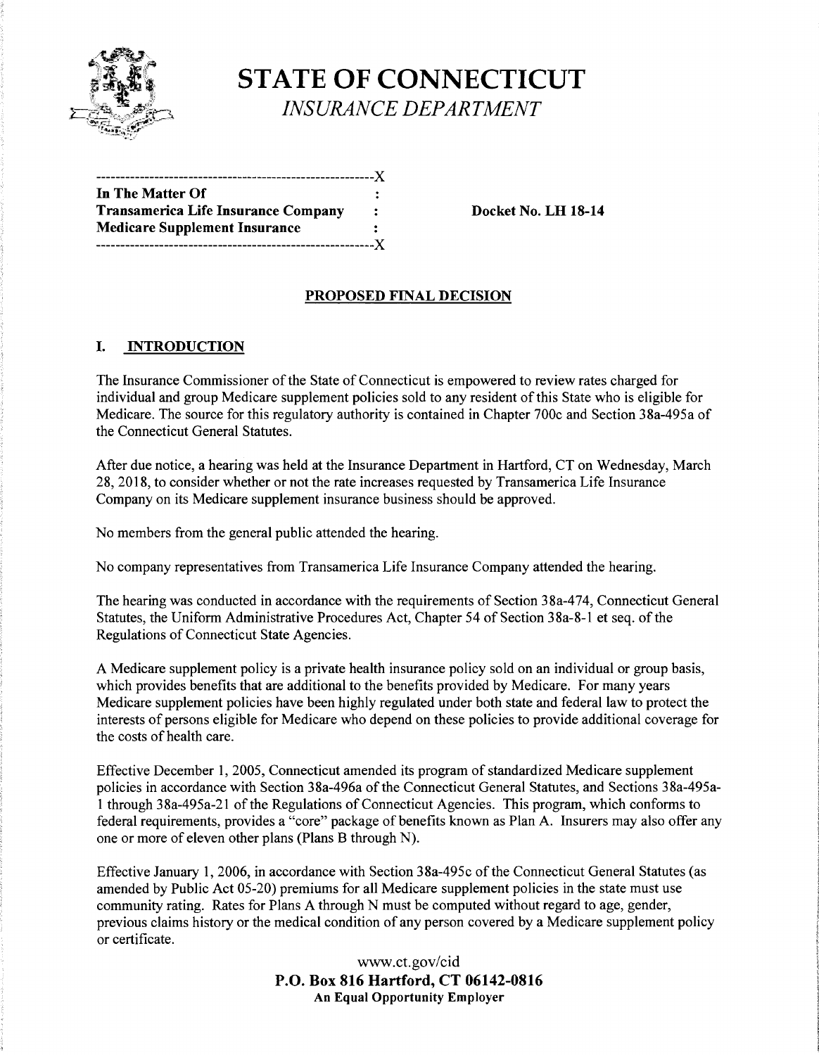# STATE OF CONNECTICUT

*INSURANCE DEPARTMENT*

| | | |
|---|---|---|
| **In The Matter Of** | : | |
| **Transamerica Life Insurance Company** | : | **Docket No. LH 18-14** |
| **Medicare Supplement Insurance** | : | |

## PROPOSED FINAL DECISION

### I. INTRODUCTION

The Insurance Commissioner of the State of Connecticut is empowered to review rates charged for individual and group Medicare supplement policies sold to any resident of this State who is eligible for Medicare. The source for this regulatory authority is contained in Chapter 700c and Section 38a-495a of the Connecticut General Statutes.

After due notice, a hearing was held at the Insurance Department in Hartford, CT on Wednesday, March 28, 2018, to consider whether or not the rate increases requested by Transamerica Life Insurance Company on its Medicare supplement insurance business should be approved.

No members from the general public attended the hearing.

No company representatives from Transamerica Life Insurance Company attended the hearing.

The hearing was conducted in accordance with the requirements of Section 38a-474, Connecticut General Statutes, the Uniform Administrative Procedures Act, Chapter 54 of Section 38a-8-1 et seq. of the Regulations of Connecticut State Agencies.

A Medicare supplement policy is a private health insurance policy sold on an individual or group basis, which provides benefits that are additional to the benefits provided by Medicare. For many years Medicare supplement policies have been highly regulated under both state and federal law to protect the interests of persons eligible for Medicare who depend on these policies to provide additional coverage for the costs of health care.

Effective December 1, 2005, Connecticut amended its program of standardized Medicare supplement policies in accordance with Section 38a-496a of the Connecticut General Statutes, and Sections 38a-495a-1 through 38a-495a-21 of the Regulations of Connecticut Agencies. This program, which conforms to federal requirements, provides a "core" package of benefits known as Plan A. Insurers may also offer any one or more of eleven other plans (Plans B through N).

Effective January 1, 2006, in accordance with Section 38a-495c of the Connecticut General Statutes (as amended by Public Act 05-20) premiums for all Medicare supplement policies in the state must use community rating. Rates for Plans A through N must be computed without regard to age, gender, previous claims history or the medical condition of any person covered by a Medicare supplement policy or certificate.

www.ct.gov/cid
**P.O. Box 816 Hartford, CT 06142-0816**
**An Equal Opportunity Employer**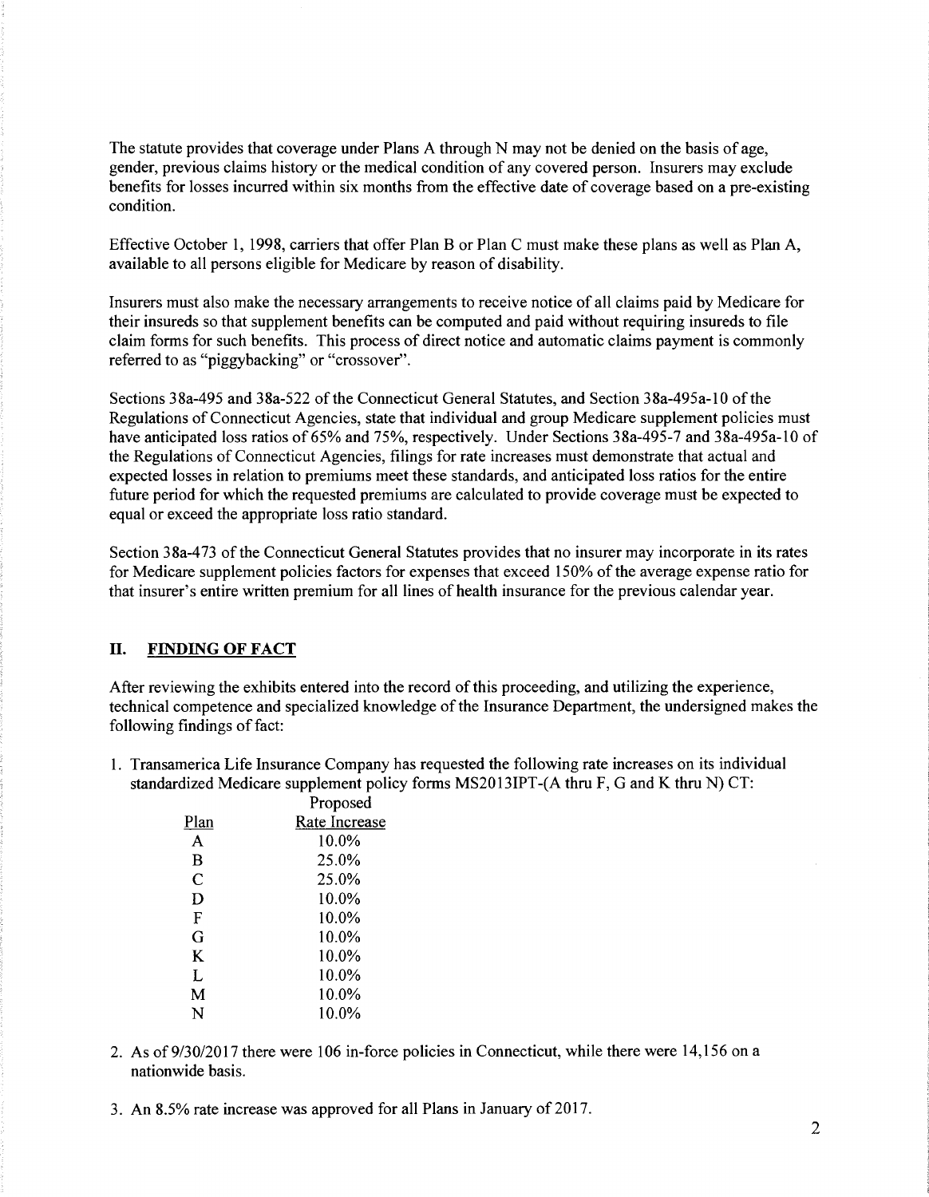The statute provides that coverage under Plans A through N may not be denied on the basis of age, gender, previous claims history or the medical condition of any covered person. Insurers may exclude benefits for losses incurred within six months from the effective date of coverage based on a pre-existing condition.

Effective October 1, 1998, carriers that offer Plan B or Plan C must make these plans as well as Plan A, available to all persons eligible for Medicare by reason of disability.

Insurers must also make the necessary arrangements to receive notice of all claims paid by Medicare for their insureds so that supplement benefits can be computed and paid without requiring insureds to file claim forms for such benefits. This process of direct notice and automatic claims payment is commonly referred to as "piggybacking" or "crossover".

Sections 38a-495 and 38a-522 of the Connecticut General Statutes, and Section 38a-495a-10 of the Regulations of Connecticut Agencies, state that individual and group Medicare supplement policies must have anticipated loss ratios of 65% and 75%, respectively. Under Sections 38a-495-7 and 38a-495a-10 of the Regulations of Connecticut Agencies, filings for rate increases must demonstrate that actual and expected losses in relation to premiums meet these standards, and anticipated loss ratios for the entire future period for which the requested premiums are calculated to provide coverage must be expected to equal or exceed the appropriate loss ratio standard.

Section 38a-473 of the Connecticut General Statutes provides that no insurer may incorporate in its rates for Medicare supplement policies factors for expenses that exceed 150% of the average expense ratio for that insurer's entire written premium for all lines of health insurance for the previous calendar year.

## II. FINDING OF FACT

After reviewing the exhibits entered into the record of this proceeding, and utilizing the experience, technical competence and specialized knowledge of the Insurance Department, the undersigned makes the following findings of fact:

1. Transamerica Life Insurance Company has requested the following rate increases on its individual standardized Medicare supplement policy forms MS2013IPT-(A thru F, G and K thru N) CT:

| Plan | Proposed Rate Increase |
|---|---|
| A | 10.0% |
| B | 25.0% |
| C | 25.0% |
| D | 10.0% |
| F | 10.0% |
| G | 10.0% |
| K | 10.0% |
| L | 10.0% |
| M | 10.0% |
| N | 10.0% |

2. As of 9/30/2017 there were 106 in-force policies in Connecticut, while there were 14,156 on a nationwide basis.

3. An 8.5% rate increase was approved for all Plans in January of 2017.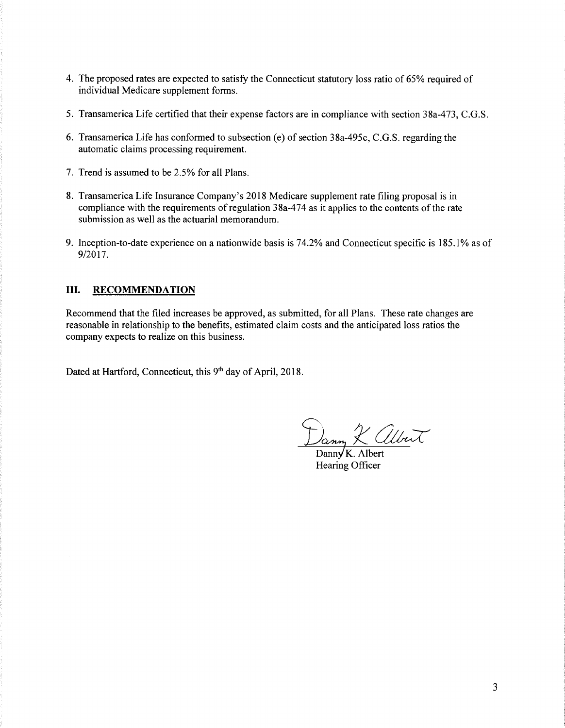4. The proposed rates are expected to satisfy the Connecticut statutory loss ratio of 65% required of individual Medicare supplement forms.

5. Transamerica Life certified that their expense factors are in compliance with section 38a-473, C.G.S.

6. Transamerica Life has conformed to subsection (e) of section 38a-495c, C.G.S. regarding the automatic claims processing requirement.

7. Trend is assumed to be 2.5% for all Plans.

8. Transamerica Life Insurance Company's 2018 Medicare supplement rate filing proposal is in compliance with the requirements of regulation 38a-474 as it applies to the contents of the rate submission as well as the actuarial memorandum.

9. Inception-to-date experience on a nationwide basis is 74.2% and Connecticut specific is 185.1% as of 9/2017.

## III. RECOMMENDATION

Recommend that the filed increases be approved, as submitted, for all Plans. These rate changes are reasonable in relationship to the benefits, estimated claim costs and the anticipated loss ratios the company expects to realize on this business.

Dated at Hartford, Connecticut, this 9th day of April, 2018.

Danny K. Albert
Hearing Officer